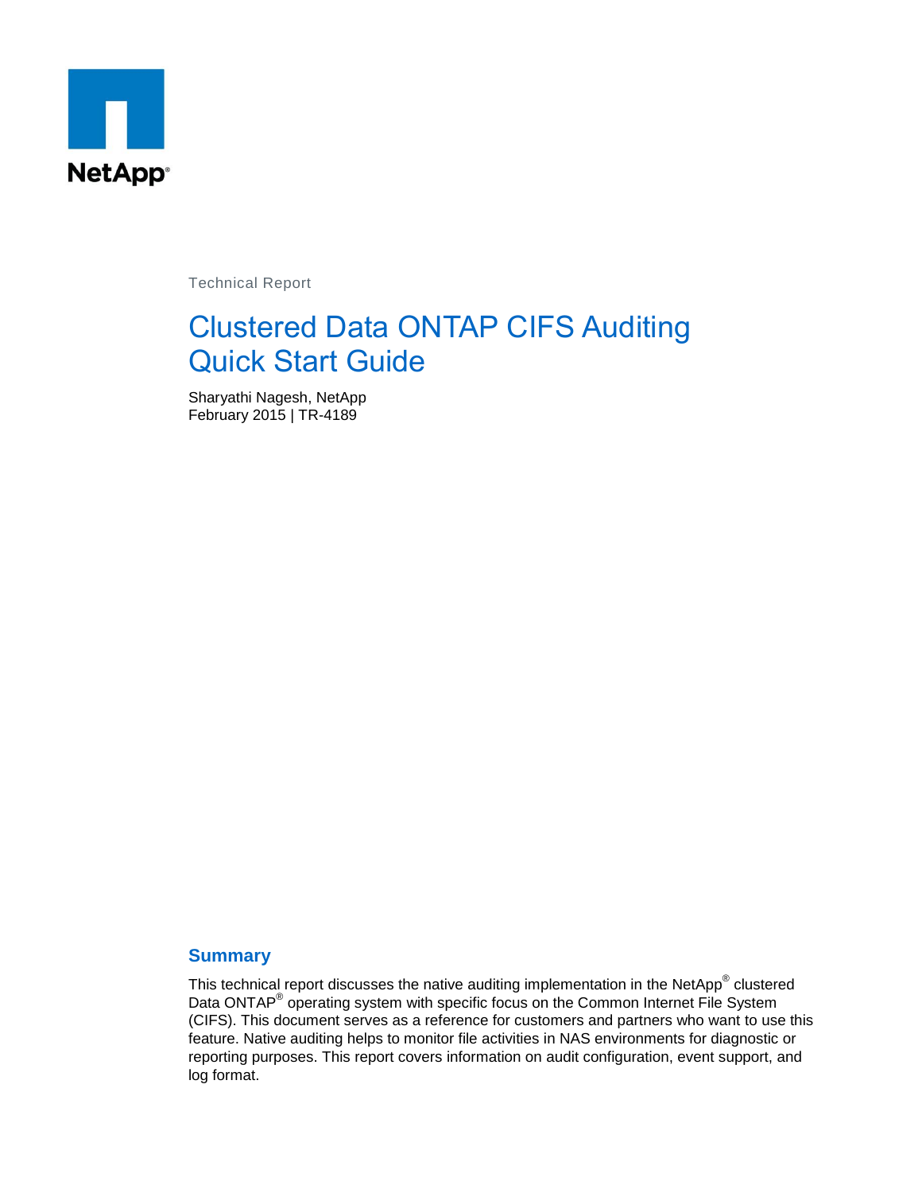Technical Report

# Clustered Data ONTAP CIFS Auditing Quick Start Guide

Sharyathi Nagesh, NetApp
February 2015 | TR-4189

## Summary

This technical report discusses the native auditing implementation in the NetApp® clustered Data ONTAP® operating system with specific focus on the Common Internet File System (CIFS). This document serves as a reference for customers and partners who want to use this feature. Native auditing helps to monitor file activities in NAS environments for diagnostic or reporting purposes. This report covers information on audit configuration, event support, and log format.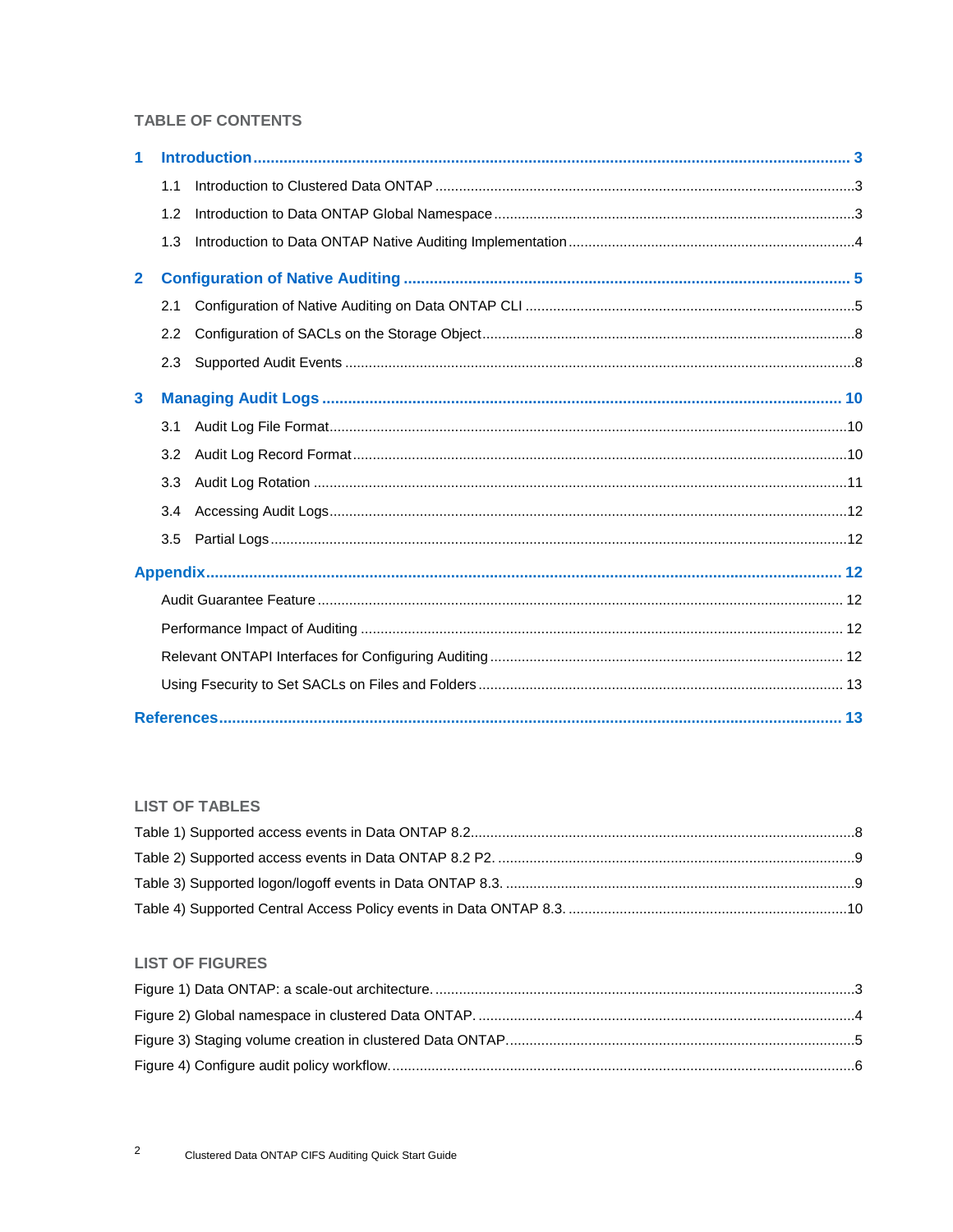## TABLE OF CONTENTS

**1 Introduction** ........ 3

- 1.1 Introduction to Clustered Data ONTAP ........ 3
- 1.2 Introduction to Data ONTAP Global Namespace ........ 3
- 1.3 Introduction to Data ONTAP Native Auditing Implementation ........ 4

**2 Configuration of Native Auditing** ........ 5

- 2.1 Configuration of Native Auditing on Data ONTAP CLI ........ 5
- 2.2 Configuration of SACLs on the Storage Object ........ 8
- 2.3 Supported Audit Events ........ 8

**3 Managing Audit Logs** ........ 10

- 3.1 Audit Log File Format ........ 10
- 3.2 Audit Log Record Format ........ 10
- 3.3 Audit Log Rotation ........ 11
- 3.4 Accessing Audit Logs ........ 12
- 3.5 Partial Logs ........ 12

**Appendix** ........ 12

- Audit Guarantee Feature ........ 12
- Performance Impact of Auditing ........ 12
- Relevant ONTAPI Interfaces for Configuring Auditing ........ 12
- Using Fsecurity to Set SACLs on Files and Folders ........ 13

**References** ........ 13

## LIST OF TABLES

- Table 1) Supported access events in Data ONTAP 8.2 ........ 8
- Table 2) Supported access events in Data ONTAP 8.2 P2. ........ 9
- Table 3) Supported logon/logoff events in Data ONTAP 8.3. ........ 9
- Table 4) Supported Central Access Policy events in Data ONTAP 8.3. ........ 10

## LIST OF FIGURES

- Figure 1) Data ONTAP: a scale-out architecture. ........ 3
- Figure 2) Global namespace in clustered Data ONTAP. ........ 4
- Figure 3) Staging volume creation in clustered Data ONTAP. ........ 5
- Figure 4) Configure audit policy workflow. ........ 6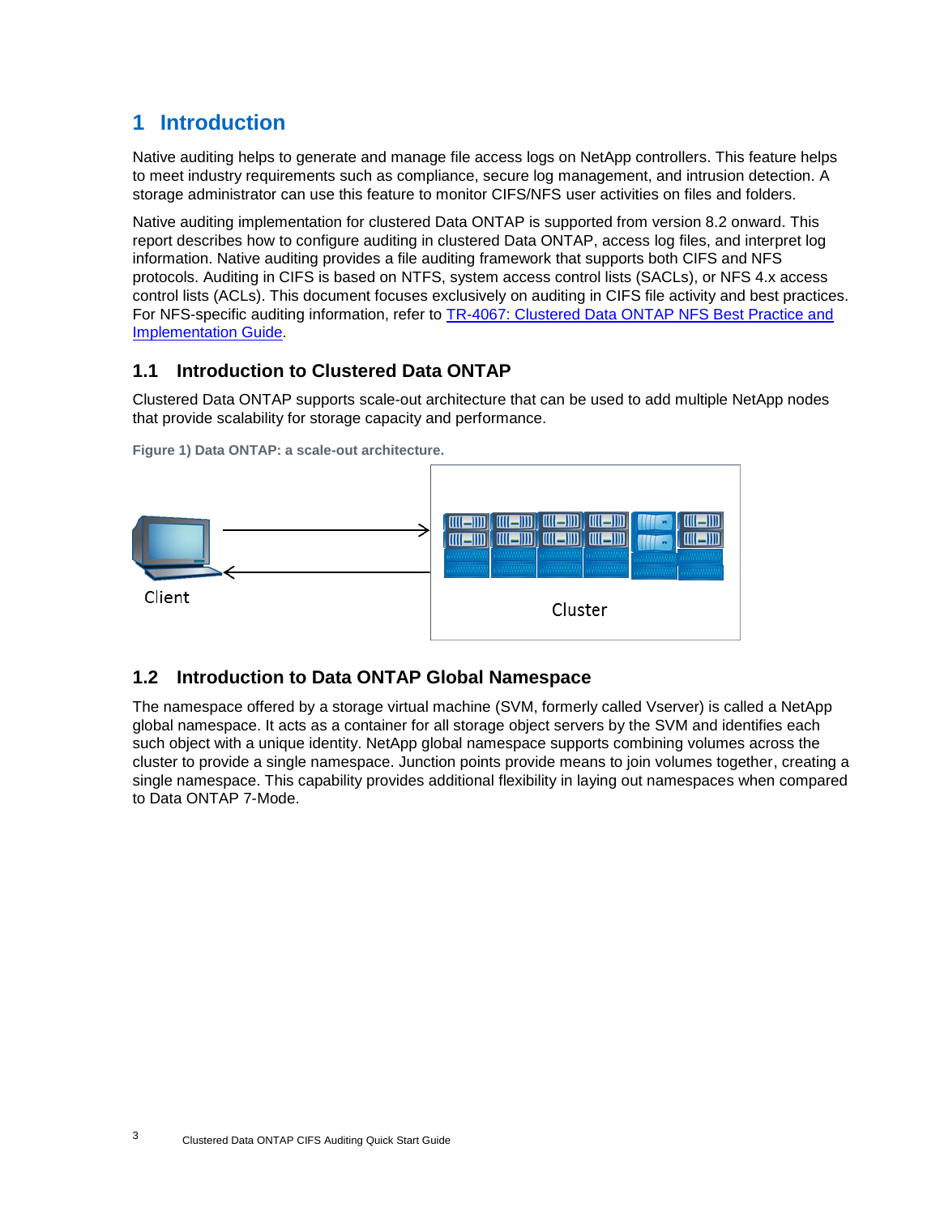# 1 Introduction

Native auditing helps to generate and manage file access logs on NetApp controllers. This feature helps to meet industry requirements such as compliance, secure log management, and intrusion detection. A storage administrator can use this feature to monitor CIFS/NFS user activities on files and folders.

Native auditing implementation for clustered Data ONTAP is supported from version 8.2 onward. This report describes how to configure auditing in clustered Data ONTAP, access log files, and interpret log information. Native auditing provides a file auditing framework that supports both CIFS and NFS protocols. Auditing in CIFS is based on NTFS, system access control lists (SACLs), or NFS 4.x access control lists (ACLs). This document focuses exclusively on auditing in CIFS file activity and best practices. For NFS-specific auditing information, refer to [TR-4067: Clustered Data ONTAP NFS Best Practice and Implementation Guide](#).

## 1.1 Introduction to Clustered Data ONTAP

Clustered Data ONTAP supports scale-out architecture that can be used to add multiple NetApp nodes that provide scalability for storage capacity and performance.

**Figure 1) Data ONTAP: a scale-out architecture.**

## 1.2 Introduction to Data ONTAP Global Namespace

The namespace offered by a storage virtual machine (SVM, formerly called Vserver) is called a NetApp global namespace. It acts as a container for all storage object servers by the SVM and identifies each such object with a unique identity. NetApp global namespace supports combining volumes across the cluster to provide a single namespace. Junction points provide means to join volumes together, creating a single namespace. This capability provides additional flexibility in laying out namespaces when compared to Data ONTAP 7-Mode.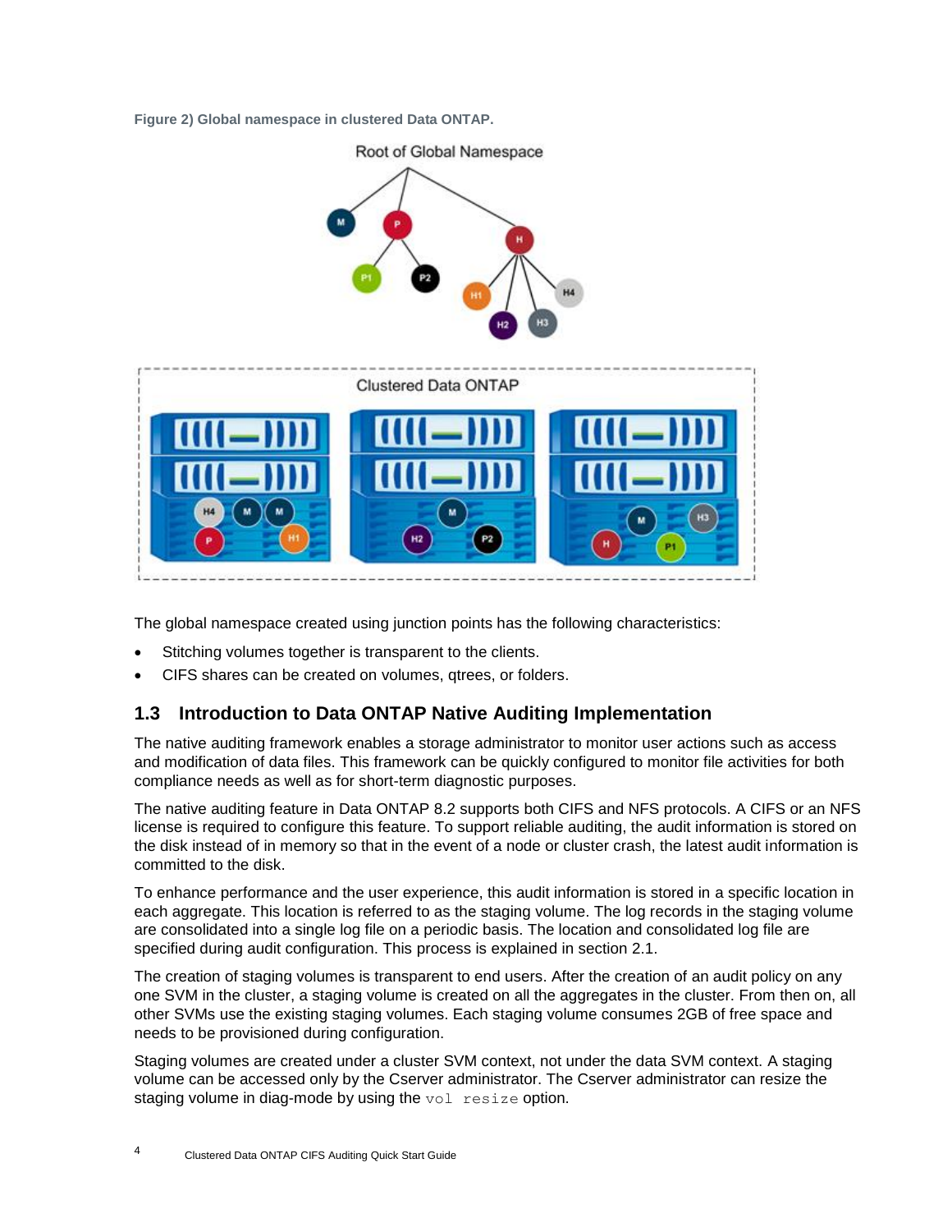Figure 2) Global namespace in clustered Data ONTAP.

The global namespace created using junction points has the following characteristics:

- Stitching volumes together is transparent to the clients.
- CIFS shares can be created on volumes, qtrees, or folders.

## 1.3 Introduction to Data ONTAP Native Auditing Implementation

The native auditing framework enables a storage administrator to monitor user actions such as access and modification of data files. This framework can be quickly configured to monitor file activities for both compliance needs as well as for short-term diagnostic purposes.

The native auditing feature in Data ONTAP 8.2 supports both CIFS and NFS protocols. A CIFS or an NFS license is required to configure this feature. To support reliable auditing, the audit information is stored on the disk instead of in memory so that in the event of a node or cluster crash, the latest audit information is committed to the disk.

To enhance performance and the user experience, this audit information is stored in a specific location in each aggregate. This location is referred to as the staging volume. The log records in the staging volume are consolidated into a single log file on a periodic basis. The location and consolidated log file are specified during audit configuration. This process is explained in section 2.1.

The creation of staging volumes is transparent to end users. After the creation of an audit policy on any one SVM in the cluster, a staging volume is created on all the aggregates in the cluster. From then on, all other SVMs use the existing staging volumes. Each staging volume consumes 2GB of free space and needs to be provisioned during configuration.

Staging volumes are created under a cluster SVM context, not under the data SVM context. A staging volume can be accessed only by the Cserver administrator. The Cserver administrator can resize the staging volume in diag-mode by using the `vol resize` option.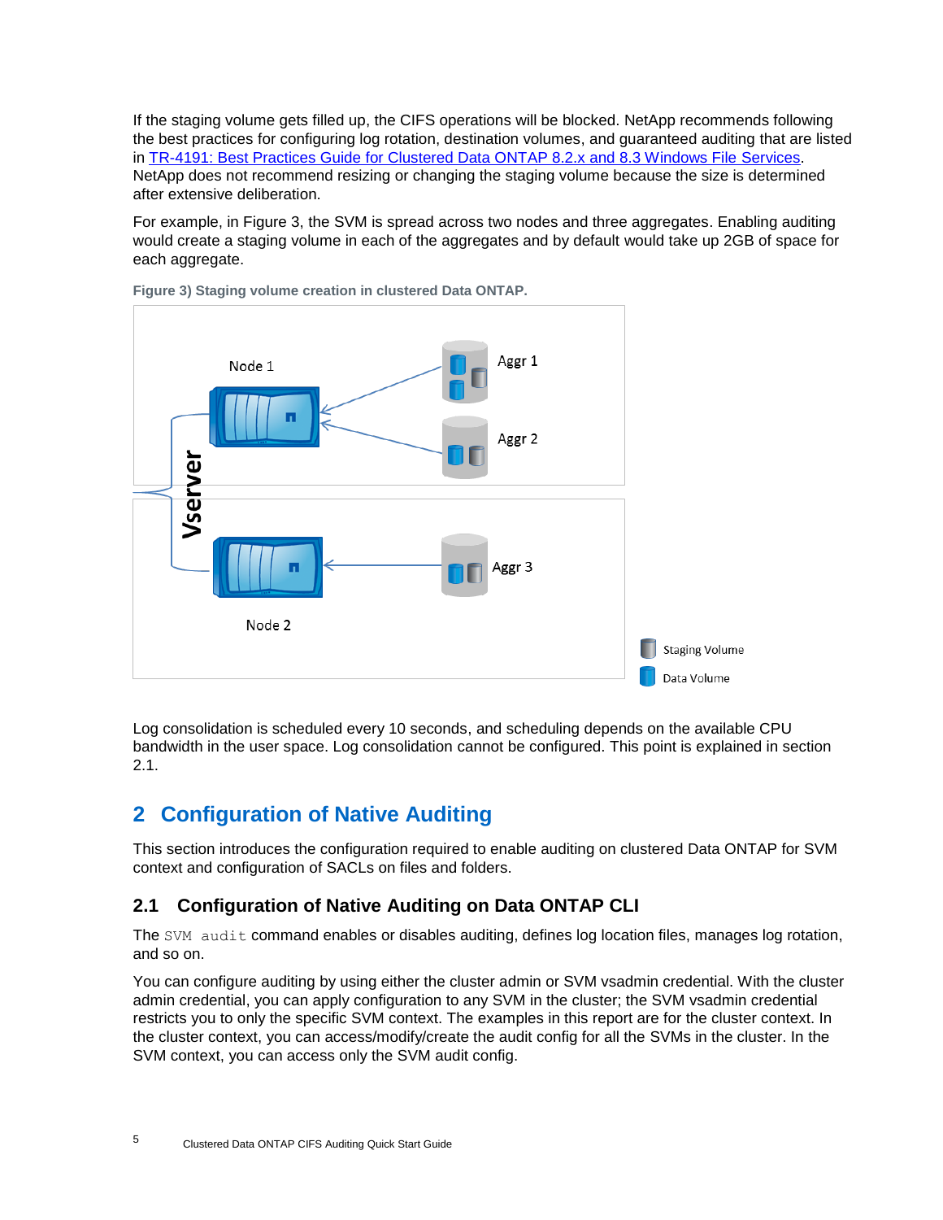If the staging volume gets filled up, the CIFS operations will be blocked. NetApp recommends following the best practices for configuring log rotation, destination volumes, and guaranteed auditing that are listed in [TR-4191: Best Practices Guide for Clustered Data ONTAP 8.2.x and 8.3 Windows File Services](). NetApp does not recommend resizing or changing the staging volume because the size is determined after extensive deliberation.

For example, in Figure 3, the SVM is spread across two nodes and three aggregates. Enabling auditing would create a staging volume in each of the aggregates and by default would take up 2GB of space for each aggregate.

**Figure 3) Staging volume creation in clustered Data ONTAP.**

Log consolidation is scheduled every 10 seconds, and scheduling depends on the available CPU bandwidth in the user space. Log consolidation cannot be configured. This point is explained in section 2.1.

## 2 Configuration of Native Auditing

This section introduces the configuration required to enable auditing on clustered Data ONTAP for SVM context and configuration of SACLs on files and folders.

### 2.1 Configuration of Native Auditing on Data ONTAP CLI

The `SVM audit` command enables or disables auditing, defines log location files, manages log rotation, and so on.

You can configure auditing by using either the cluster admin or SVM vsadmin credential. With the cluster admin credential, you can apply configuration to any SVM in the cluster; the SVM vsadmin credential restricts you to only the specific SVM context. The examples in this report are for the cluster context. In the cluster context, you can access/modify/create the audit config for all the SVMs in the cluster. In the SVM context, you can access only the SVM audit config.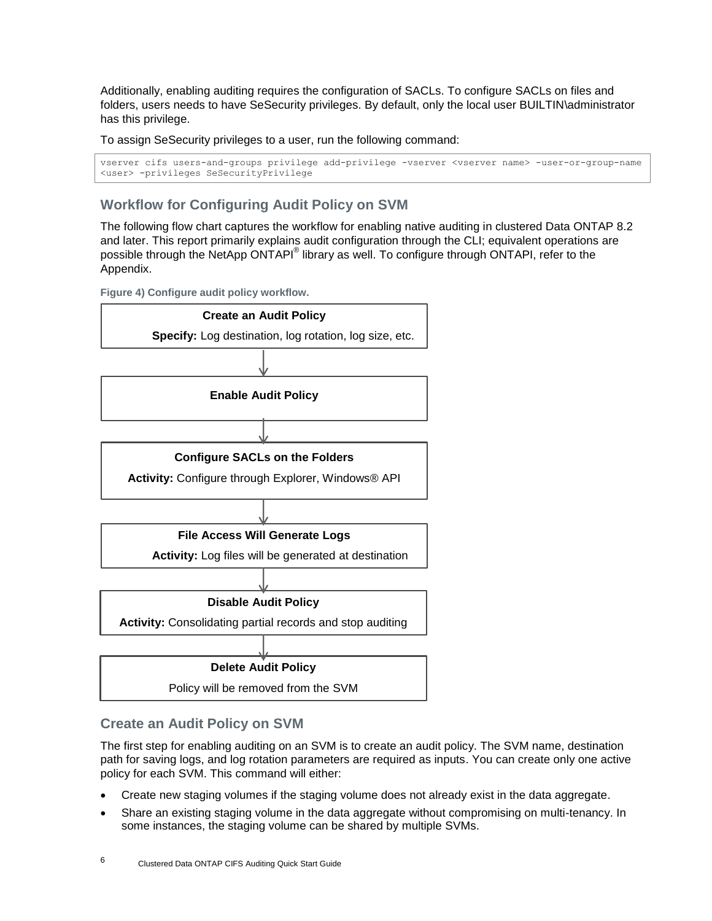Additionally, enabling auditing requires the configuration of SACLs. To configure SACLs on files and folders, users needs to have SeSecurity privileges. By default, only the local user BUILTIN\administrator has this privilege.

To assign SeSecurity privileges to a user, run the following command:

```
vserver cifs users-and-groups privilege add-privilege -vserver <vserver name> -user-or-group-name <user> -privileges SeSecurityPrivilege
```

## Workflow for Configuring Audit Policy on SVM

The following flow chart captures the workflow for enabling native auditing in clustered Data ONTAP 8.2 and later. This report primarily explains audit configuration through the CLI; equivalent operations are possible through the NetApp ONTAPI® library as well. To configure through ONTAPI, refer to the Appendix.

**Figure 4) Configure audit policy workflow.**

**Create an Audit Policy**
**Specify:** Log destination, log rotation, log size, etc.

↓

**Enable Audit Policy**

↓

**Configure SACLs on the Folders**
**Activity:** Configure through Explorer, Windows® API

↓

**File Access Will Generate Logs**
**Activity:** Log files will be generated at destination

↓

**Disable Audit Policy**
**Activity:** Consolidating partial records and stop auditing

↓

**Delete Audit Policy**
Policy will be removed from the SVM

## Create an Audit Policy on SVM

The first step for enabling auditing on an SVM is to create an audit policy. The SVM name, destination path for saving logs, and log rotation parameters are required as inputs. You can create only one active policy for each SVM. This command will either:

- Create new staging volumes if the staging volume does not already exist in the data aggregate.
- Share an existing staging volume in the data aggregate without compromising on multi-tenancy. In some instances, the staging volume can be shared by multiple SVMs.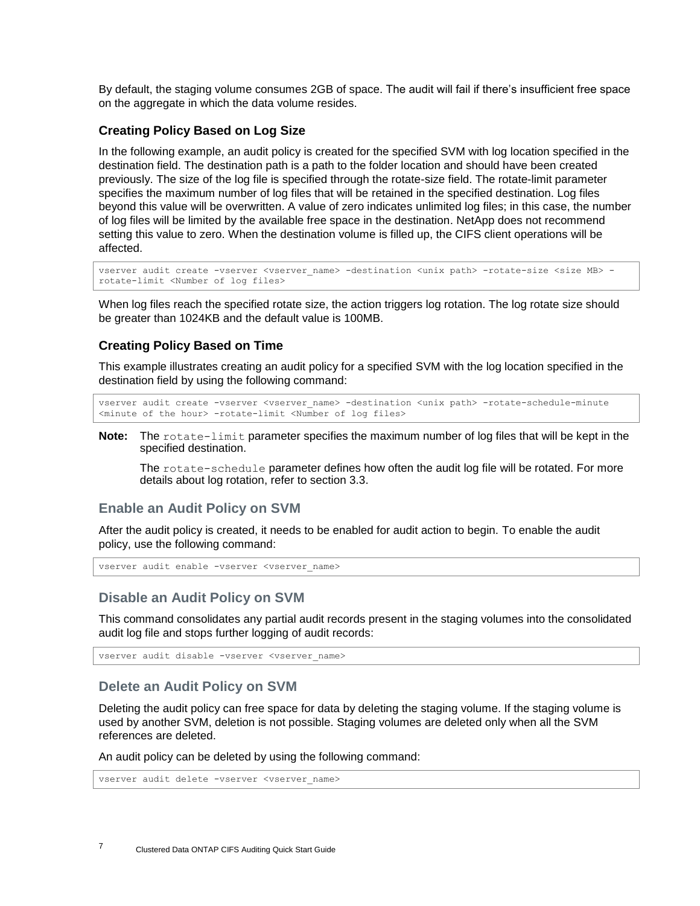By default, the staging volume consumes 2GB of space. The audit will fail if there's insufficient free space on the aggregate in which the data volume resides.

#### Creating Policy Based on Log Size

In the following example, an audit policy is created for the specified SVM with log location specified in the destination field. The destination path is a path to the folder location and should have been created previously. The size of the log file is specified through the rotate-size field. The rotate-limit parameter specifies the maximum number of log files that will be retained in the specified destination. Log files beyond this value will be overwritten. A value of zero indicates unlimited log files; in this case, the number of log files will be limited by the available free space in the destination. NetApp does not recommend setting this value to zero. When the destination volume is filled up, the CIFS client operations will be affected.

```
vserver audit create -vserver <vserver_name> -destination <unix path> -rotate-size <size MB> -rotate-limit <Number of log files>
```

When log files reach the specified rotate size, the action triggers log rotation. The log rotate size should be greater than 1024KB and the default value is 100MB.

#### Creating Policy Based on Time

This example illustrates creating an audit policy for a specified SVM with the log location specified in the destination field by using the following command:

```
vserver audit create -vserver <vserver_name> -destination <unix path> -rotate-schedule-minute <minute of the hour> -rotate-limit <Number of log files>
```

**Note:** The `rotate-limit` parameter specifies the maximum number of log files that will be kept in the specified destination.

The `rotate-schedule` parameter defines how often the audit log file will be rotated. For more details about log rotation, refer to section 3.3.

### Enable an Audit Policy on SVM

After the audit policy is created, it needs to be enabled for audit action to begin. To enable the audit policy, use the following command:

```
vserver audit enable -vserver <vserver_name>
```

### Disable an Audit Policy on SVM

This command consolidates any partial audit records present in the staging volumes into the consolidated audit log file and stops further logging of audit records:

```
vserver audit disable -vserver <vserver_name>
```

### Delete an Audit Policy on SVM

Deleting the audit policy can free space for data by deleting the staging volume. If the staging volume is used by another SVM, deletion is not possible. Staging volumes are deleted only when all the SVM references are deleted.

An audit policy can be deleted by using the following command:

```
vserver audit delete -vserver <vserver_name>
```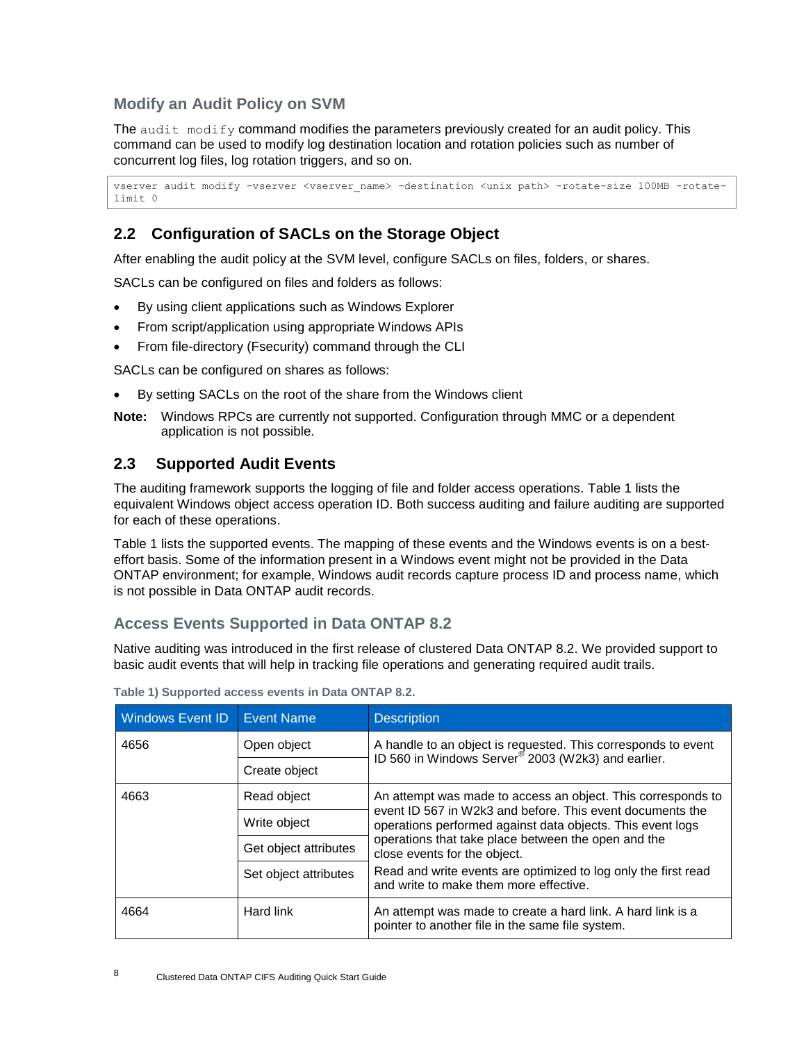### Modify an Audit Policy on SVM

The `audit modify` command modifies the parameters previously created for an audit policy. This command can be used to modify log destination location and rotation policies such as number of concurrent log files, log rotation triggers, and so on.

```
vserver audit modify -vserver <vserver_name> -destination <unix path> -rotate-size 100MB -rotate-limit 0
```

## 2.2 Configuration of SACLs on the Storage Object

After enabling the audit policy at the SVM level, configure SACLs on files, folders, or shares.

SACLs can be configured on files and folders as follows:

- By using client applications such as Windows Explorer
- From script/application using appropriate Windows APIs
- From file-directory (Fsecurity) command through the CLI

SACLs can be configured on shares as follows:

- By setting SACLs on the root of the share from the Windows client

**Note:** Windows RPCs are currently not supported. Configuration through MMC or a dependent application is not possible.

## 2.3 Supported Audit Events

The auditing framework supports the logging of file and folder access operations. Table 1 lists the equivalent Windows object access operation ID. Both success auditing and failure auditing are supported for each of these operations.

Table 1 lists the supported events. The mapping of these events and the Windows events is on a best-effort basis. Some of the information present in a Windows event might not be provided in the Data ONTAP environment; for example, Windows audit records capture process ID and process name, which is not possible in Data ONTAP audit records.

### Access Events Supported in Data ONTAP 8.2

Native auditing was introduced in the first release of clustered Data ONTAP 8.2. We provided support to basic audit events that will help in tracking file operations and generating required audit trails.

**Table 1) Supported access events in Data ONTAP 8.2.**

| Windows Event ID | Event Name | Description |
|---|---|---|
| 4656 | Open object | A handle to an object is requested. This corresponds to event ID 560 in Windows Server® 2003 (W2k3) and earlier. |
| | Create object | |
| 4663 | Read object | An attempt was made to access an object. This corresponds to event ID 567 in W2k3 and before. This event documents the operations performed against data objects. This event logs operations that take place between the open and the close events for the object. Read and write events are optimized to log only the first read and write to make them more effective. |
| | Write object | |
| | Get object attributes | |
| | Set object attributes | |
| 4664 | Hard link | An attempt was made to create a hard link. A hard link is a pointer to another file in the same file system. |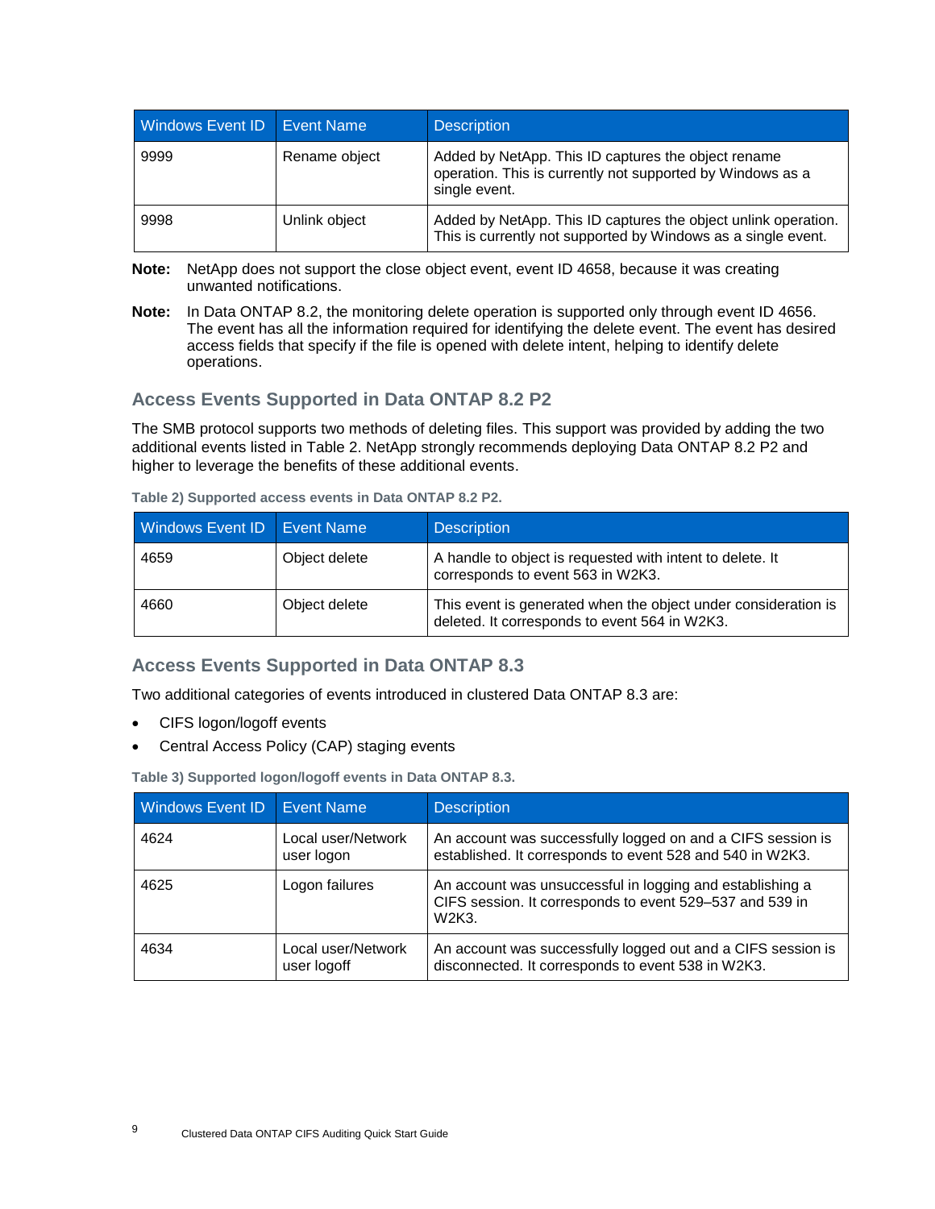| Windows Event ID | Event Name | Description |
| --- | --- | --- |
| 9999 | Rename object | Added by NetApp. This ID captures the object rename operation. This is currently not supported by Windows as a single event. |
| 9998 | Unlink object | Added by NetApp. This ID captures the object unlink operation. This is currently not supported by Windows as a single event. |

**Note:** NetApp does not support the close object event, event ID 4658, because it was creating unwanted notifications.

**Note:** In Data ONTAP 8.2, the monitoring delete operation is supported only through event ID 4656. The event has all the information required for identifying the delete event. The event has desired access fields that specify if the file is opened with delete intent, helping to identify delete operations.

### Access Events Supported in Data ONTAP 8.2 P2

The SMB protocol supports two methods of deleting files. This support was provided by adding the two additional events listed in Table 2. NetApp strongly recommends deploying Data ONTAP 8.2 P2 and higher to leverage the benefits of these additional events.

**Table 2) Supported access events in Data ONTAP 8.2 P2.**

| Windows Event ID | Event Name | Description |
| --- | --- | --- |
| 4659 | Object delete | A handle to object is requested with intent to delete. It corresponds to event 563 in W2K3. |
| 4660 | Object delete | This event is generated when the object under consideration is deleted. It corresponds to event 564 in W2K3. |

### Access Events Supported in Data ONTAP 8.3

Two additional categories of events introduced in clustered Data ONTAP 8.3 are:

- CIFS logon/logoff events
- Central Access Policy (CAP) staging events

**Table 3) Supported logon/logoff events in Data ONTAP 8.3.**

| Windows Event ID | Event Name | Description |
| --- | --- | --- |
| 4624 | Local user/Network user logon | An account was successfully logged on and a CIFS session is established. It corresponds to event 528 and 540 in W2K3. |
| 4625 | Logon failures | An account was unsuccessful in logging and establishing a CIFS session. It corresponds to event 529–537 and 539 in W2K3. |
| 4634 | Local user/Network user logoff | An account was successfully logged out and a CIFS session is disconnected. It corresponds to event 538 in W2K3. |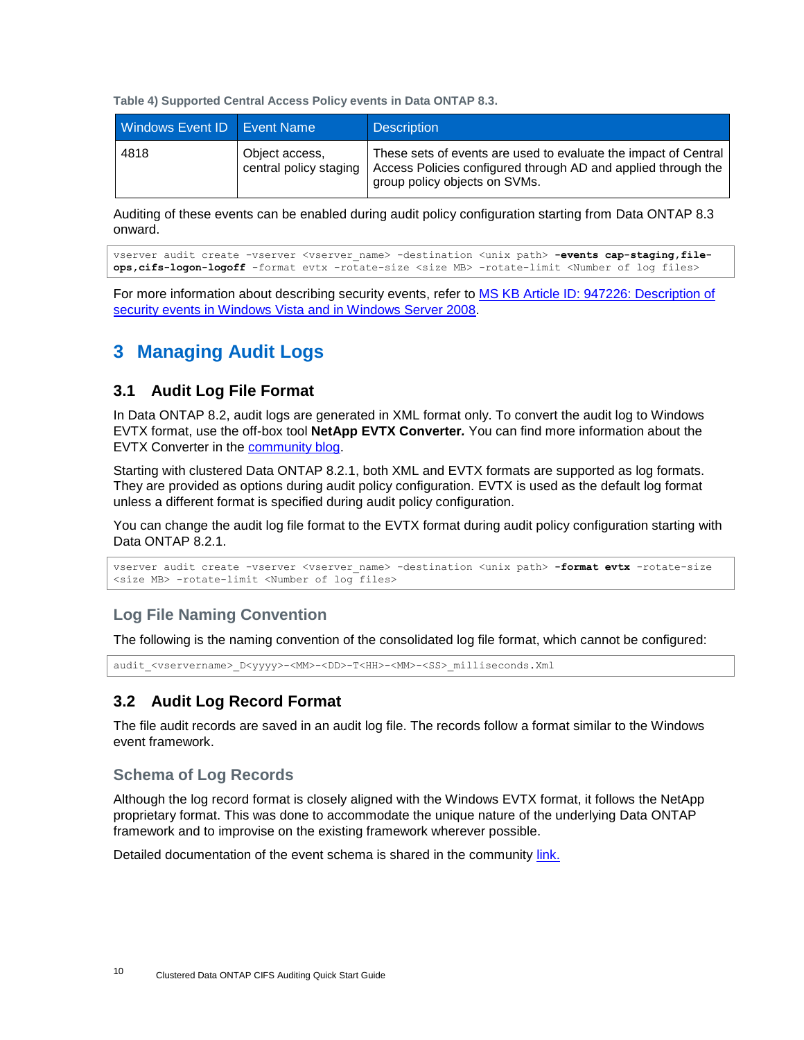**Table 4) Supported Central Access Policy events in Data ONTAP 8.3.**

| Windows Event ID | Event Name | Description |
|---|---|---|
| 4818 | Object access, central policy staging | These sets of events are used to evaluate the impact of Central Access Policies configured through AD and applied through the group policy objects on SVMs. |

Auditing of these events can be enabled during audit policy configuration starting from Data ONTAP 8.3 onward.

```
vserver audit create -vserver <vserver_name> -destination <unix path> -events cap-staging,file-ops,cifs-logon-logoff -format evtx -rotate-size <size MB> -rotate-limit <Number of log files>
```

For more information about describing security events, refer to [MS KB Article ID: 947226: Description of security events in Windows Vista and in Windows Server 2008]().

# 3 Managing Audit Logs

## 3.1 Audit Log File Format

In Data ONTAP 8.2, audit logs are generated in XML format only. To convert the audit log to Windows EVTX format, use the off-box tool **NetApp EVTX Converter.** You can find more information about the EVTX Converter in the [community blog]().

Starting with clustered Data ONTAP 8.2.1, both XML and EVTX formats are supported as log formats. They are provided as options during audit policy configuration. EVTX is used as the default log format unless a different format is specified during audit policy configuration.

You can change the audit log file format to the EVTX format during audit policy configuration starting with Data ONTAP 8.2.1.

```
vserver audit create -vserver <vserver_name> -destination <unix path> -format evtx -rotate-size <size MB> -rotate-limit <Number of log files>
```

### Log File Naming Convention

The following is the naming convention of the consolidated log file format, which cannot be configured:

```
audit_<vservername>_D<yyyy>-<MM>-<DD>-T<HH>-<MM>-<SS>_milliseconds.Xml
```

## 3.2 Audit Log Record Format

The file audit records are saved in an audit log file. The records follow a format similar to the Windows event framework.

### Schema of Log Records

Although the log record format is closely aligned with the Windows EVTX format, it follows the NetApp proprietary format. This was done to accommodate the unique nature of the underlying Data ONTAP framework and to improvise on the existing framework wherever possible.

Detailed documentation of the event schema is shared in the community [link.]()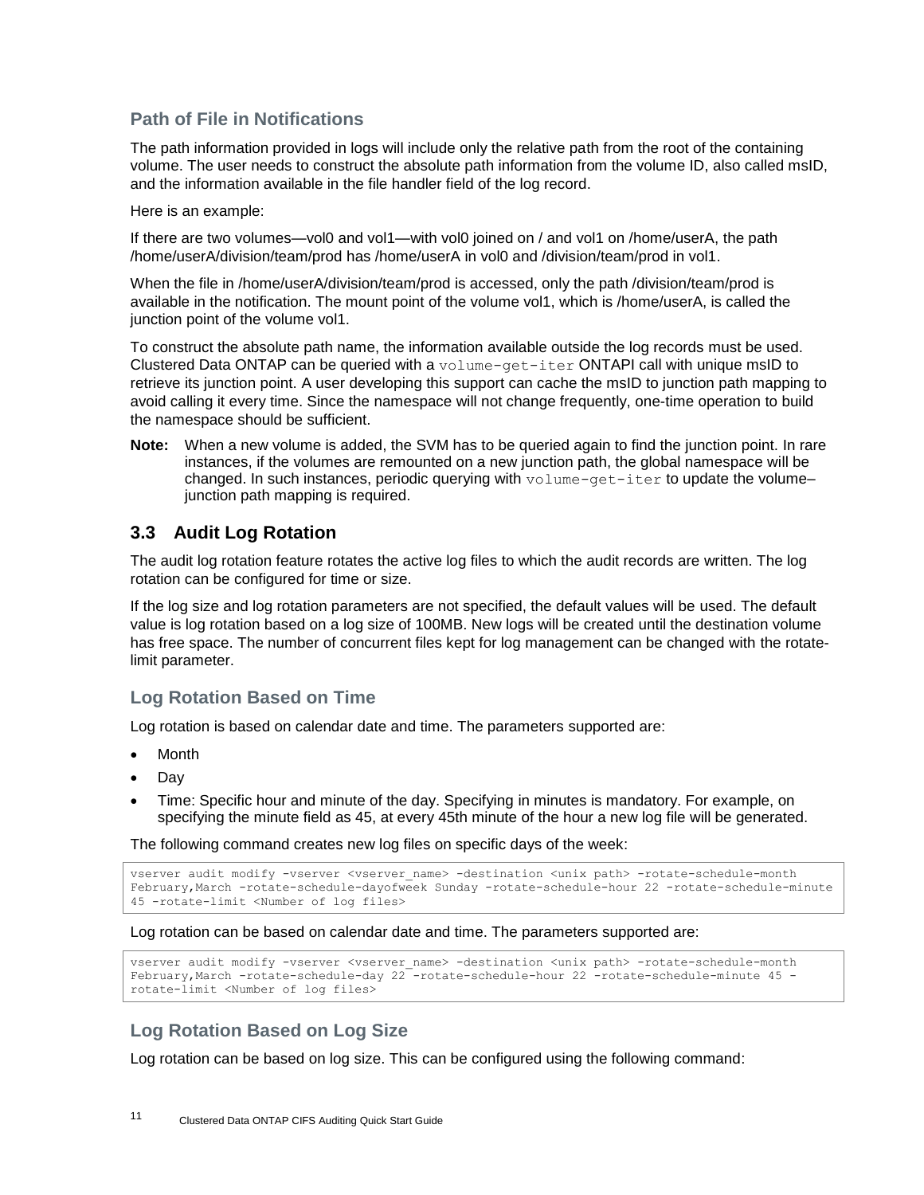### Path of File in Notifications

The path information provided in logs will include only the relative path from the root of the containing volume. The user needs to construct the absolute path information from the volume ID, also called msID, and the information available in the file handler field of the log record.

Here is an example:

If there are two volumes—vol0 and vol1—with vol0 joined on / and vol1 on /home/userA, the path /home/userA/division/team/prod has /home/userA in vol0 and /division/team/prod in vol1.

When the file in /home/userA/division/team/prod is accessed, only the path /division/team/prod is available in the notification. The mount point of the volume vol1, which is /home/userA, is called the junction point of the volume vol1.

To construct the absolute path name, the information available outside the log records must be used. Clustered Data ONTAP can be queried with a `volume-get-iter` ONTAPI call with unique msID to retrieve its junction point. A user developing this support can cache the msID to junction path mapping to avoid calling it every time. Since the namespace will not change frequently, one-time operation to build the namespace should be sufficient.

**Note:** When a new volume is added, the SVM has to be queried again to find the junction point. In rare instances, if the volumes are remounted on a new junction path, the global namespace will be changed. In such instances, periodic querying with `volume-get-iter` to update the volume–junction path mapping is required.

## 3.3 Audit Log Rotation

The audit log rotation feature rotates the active log files to which the audit records are written. The log rotation can be configured for time or size.

If the log size and log rotation parameters are not specified, the default values will be used. The default value is log rotation based on a log size of 100MB. New logs will be created until the destination volume has free space. The number of concurrent files kept for log management can be changed with the rotate-limit parameter.

### Log Rotation Based on Time

Log rotation is based on calendar date and time. The parameters supported are:

- Month
- Day
- Time: Specific hour and minute of the day. Specifying in minutes is mandatory. For example, on specifying the minute field as 45, at every 45th minute of the hour a new log file will be generated.

The following command creates new log files on specific days of the week:

```
vserver audit modify -vserver <vserver_name> -destination <unix path> -rotate-schedule-month
February,March -rotate-schedule-dayofweek Sunday -rotate-schedule-hour 22 -rotate-schedule-minute
45 -rotate-limit <Number of log files>
```

Log rotation can be based on calendar date and time. The parameters supported are:

```
vserver audit modify -vserver <vserver_name> -destination <unix path> -rotate-schedule-month
February,March -rotate-schedule-day 22 -rotate-schedule-hour 22 -rotate-schedule-minute 45 -
rotate-limit <Number of log files>
```

### Log Rotation Based on Log Size

Log rotation can be based on log size. This can be configured using the following command: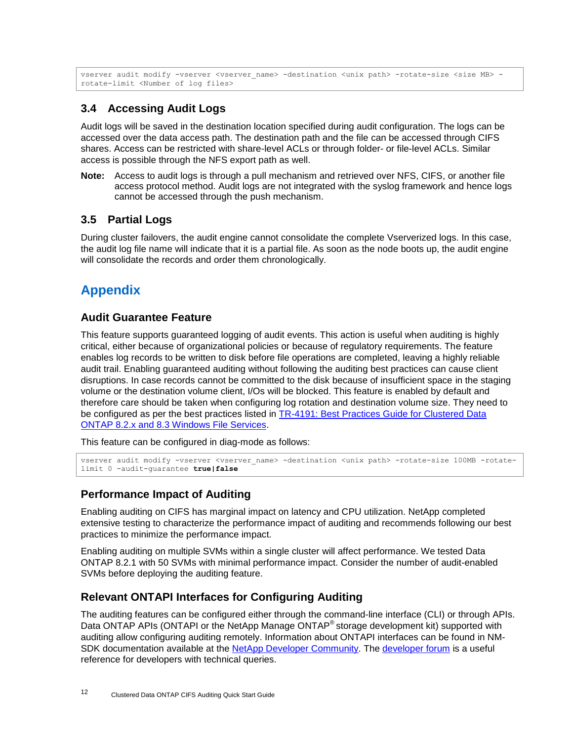```
vserver audit modify -vserver <vserver_name> -destination <unix path> -rotate-size <size MB> -
rotate-limit <Number of log files>
```

## 3.4 Accessing Audit Logs

Audit logs will be saved in the destination location specified during audit configuration. The logs can be accessed over the data access path. The destination path and the file can be accessed through CIFS shares. Access can be restricted with share-level ACLs or through folder- or file-level ACLs. Similar access is possible through the NFS export path as well.

**Note:** Access to audit logs is through a pull mechanism and retrieved over NFS, CIFS, or another file access protocol method. Audit logs are not integrated with the syslog framework and hence logs cannot be accessed through the push mechanism.

## 3.5 Partial Logs

During cluster failovers, the audit engine cannot consolidate the complete Vserverized logs. In this case, the audit log file name will indicate that it is a partial file. As soon as the node boots up, the audit engine will consolidate the records and order them chronologically.

# Appendix

### Audit Guarantee Feature

This feature supports guaranteed logging of audit events. This action is useful when auditing is highly critical, either because of organizational policies or because of regulatory requirements. The feature enables log records to be written to disk before file operations are completed, leaving a highly reliable audit trail. Enabling guaranteed auditing without following the auditing best practices can cause client disruptions. In case records cannot be committed to the disk because of insufficient space in the staging volume or the destination volume client, I/Os will be blocked. This feature is enabled by default and therefore care should be taken when configuring log rotation and destination volume size. They need to be configured as per the best practices listed in TR-4191: Best Practices Guide for Clustered Data ONTAP 8.2.x and 8.3 Windows File Services.

This feature can be configured in diag-mode as follows:

```
vserver audit modify -vserver <vserver_name> -destination <unix path> -rotate-size 100MB -rotate-
limit 0 -audit-guarantee true|false
```

### Performance Impact of Auditing

Enabling auditing on CIFS has marginal impact on latency and CPU utilization. NetApp completed extensive testing to characterize the performance impact of auditing and recommends following our best practices to minimize the performance impact.

Enabling auditing on multiple SVMs within a single cluster will affect performance. We tested Data ONTAP 8.2.1 with 50 SVMs with minimal performance impact. Consider the number of audit-enabled SVMs before deploying the auditing feature.

### Relevant ONTAPI Interfaces for Configuring Auditing

The auditing features can be configured either through the command-line interface (CLI) or through APIs. Data ONTAP APIs (ONTAPI or the NetApp Manage ONTAP® storage development kit) supported with auditing allow configuring auditing remotely. Information about ONTAPI interfaces can be found in NM-SDK documentation available at the NetApp Developer Community. The developer forum is a useful reference for developers with technical queries.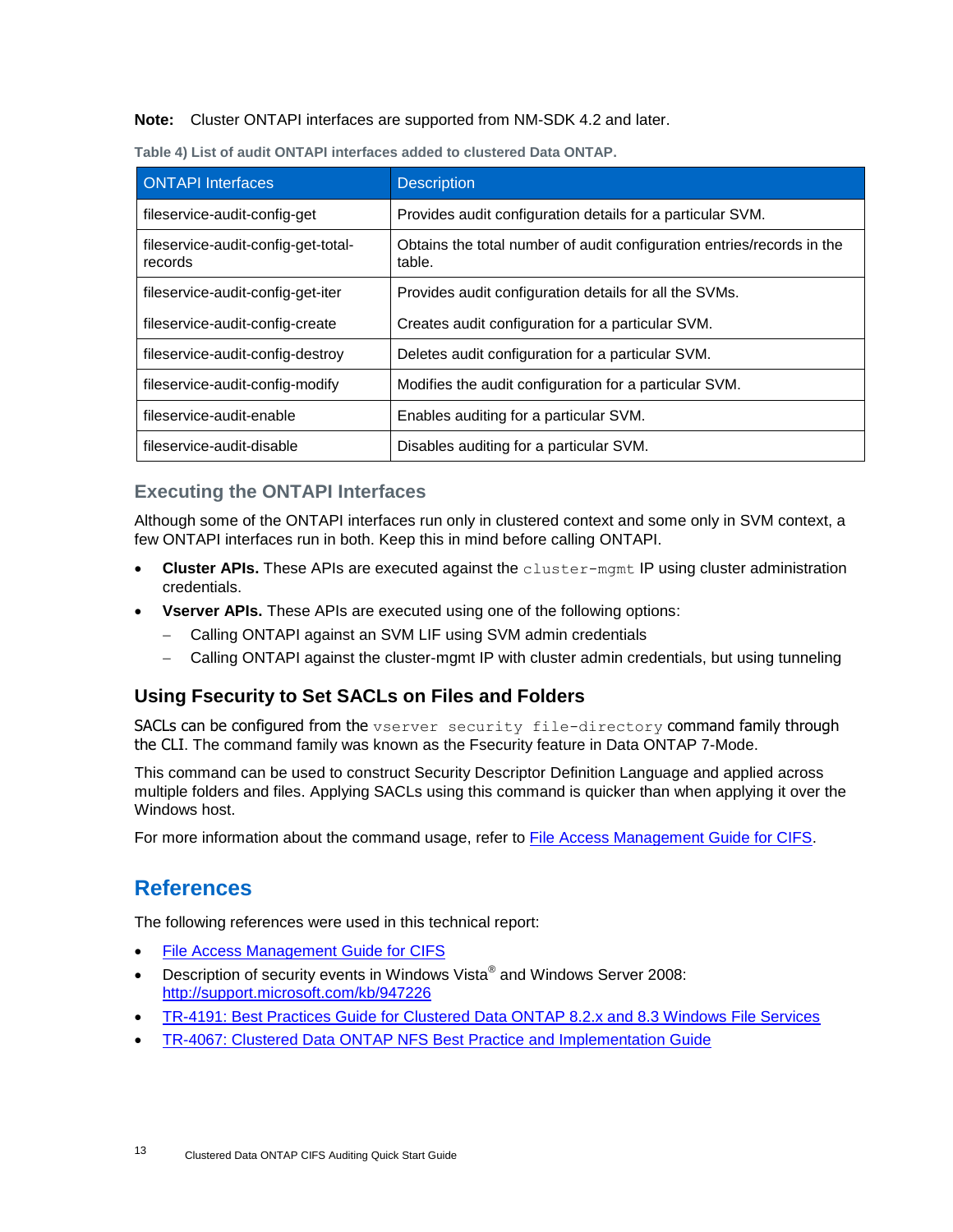**Note:** Cluster ONTAPI interfaces are supported from NM-SDK 4.2 and later.

**Table 4) List of audit ONTAPI interfaces added to clustered Data ONTAP.**

| ONTAPI Interfaces | Description |
|---|---|
| fileservice-audit-config-get | Provides audit configuration details for a particular SVM. |
| fileservice-audit-config-get-total-records | Obtains the total number of audit configuration entries/records in the table. |
| fileservice-audit-config-get-iter | Provides audit configuration details for all the SVMs. |
| fileservice-audit-config-create | Creates audit configuration for a particular SVM. |
| fileservice-audit-config-destroy | Deletes audit configuration for a particular SVM. |
| fileservice-audit-config-modify | Modifies the audit configuration for a particular SVM. |
| fileservice-audit-enable | Enables auditing for a particular SVM. |
| fileservice-audit-disable | Disables auditing for a particular SVM. |

### Executing the ONTAPI Interfaces

Although some of the ONTAPI interfaces run only in clustered context and some only in SVM context, a few ONTAPI interfaces run in both. Keep this in mind before calling ONTAPI.

- **Cluster APIs.** These APIs are executed against the `cluster-mgmt` IP using cluster administration credentials.
- **Vserver APIs.** These APIs are executed using one of the following options:
  - Calling ONTAPI against an SVM LIF using SVM admin credentials
  - Calling ONTAPI against the cluster-mgmt IP with cluster admin credentials, but using tunneling

## Using Fsecurity to Set SACLs on Files and Folders

SACLs can be configured from the `vserver security file-directory` command family through the CLI. The command family was known as the Fsecurity feature in Data ONTAP 7-Mode.

This command can be used to construct Security Descriptor Definition Language and applied across multiple folders and files. Applying SACLs using this command is quicker than when applying it over the Windows host.

For more information about the command usage, refer to File Access Management Guide for CIFS.

# References

The following references were used in this technical report:

- File Access Management Guide for CIFS
- Description of security events in Windows Vista® and Windows Server 2008: http://support.microsoft.com/kb/947226
- TR-4191: Best Practices Guide for Clustered Data ONTAP 8.2.x and 8.3 Windows File Services
- TR-4067: Clustered Data ONTAP NFS Best Practice and Implementation Guide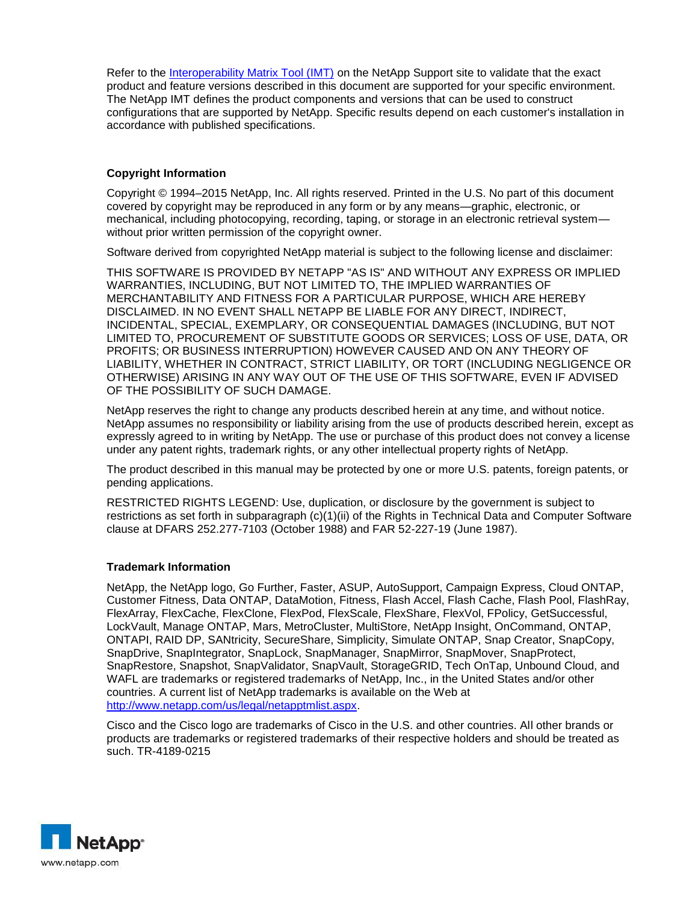Refer to the [Interoperability Matrix Tool (IMT)](#) on the NetApp Support site to validate that the exact product and feature versions described in this document are supported for your specific environment. The NetApp IMT defines the product components and versions that can be used to construct configurations that are supported by NetApp. Specific results depend on each customer's installation in accordance with published specifications.

### Copyright Information

Copyright © 1994–2015 NetApp, Inc. All rights reserved. Printed in the U.S. No part of this document covered by copyright may be reproduced in any form or by any means—graphic, electronic, or mechanical, including photocopying, recording, taping, or storage in an electronic retrieval system—without prior written permission of the copyright owner.

Software derived from copyrighted NetApp material is subject to the following license and disclaimer:

THIS SOFTWARE IS PROVIDED BY NETAPP "AS IS" AND WITHOUT ANY EXPRESS OR IMPLIED WARRANTIES, INCLUDING, BUT NOT LIMITED TO, THE IMPLIED WARRANTIES OF MERCHANTABILITY AND FITNESS FOR A PARTICULAR PURPOSE, WHICH ARE HEREBY DISCLAIMED. IN NO EVENT SHALL NETAPP BE LIABLE FOR ANY DIRECT, INDIRECT, INCIDENTAL, SPECIAL, EXEMPLARY, OR CONSEQUENTIAL DAMAGES (INCLUDING, BUT NOT LIMITED TO, PROCUREMENT OF SUBSTITUTE GOODS OR SERVICES; LOSS OF USE, DATA, OR PROFITS; OR BUSINESS INTERRUPTION) HOWEVER CAUSED AND ON ANY THEORY OF LIABILITY, WHETHER IN CONTRACT, STRICT LIABILITY, OR TORT (INCLUDING NEGLIGENCE OR OTHERWISE) ARISING IN ANY WAY OUT OF THE USE OF THIS SOFTWARE, EVEN IF ADVISED OF THE POSSIBILITY OF SUCH DAMAGE.

NetApp reserves the right to change any products described herein at any time, and without notice. NetApp assumes no responsibility or liability arising from the use of products described herein, except as expressly agreed to in writing by NetApp. The use or purchase of this product does not convey a license under any patent rights, trademark rights, or any other intellectual property rights of NetApp.

The product described in this manual may be protected by one or more U.S. patents, foreign patents, or pending applications.

RESTRICTED RIGHTS LEGEND: Use, duplication, or disclosure by the government is subject to restrictions as set forth in subparagraph (c)(1)(ii) of the Rights in Technical Data and Computer Software clause at DFARS 252.277-7103 (October 1988) and FAR 52-227-19 (June 1987).

### Trademark Information

NetApp, the NetApp logo, Go Further, Faster, ASUP, AutoSupport, Campaign Express, Cloud ONTAP, Customer Fitness, Data ONTAP, DataMotion, Fitness, Flash Accel, Flash Cache, Flash Pool, FlashRay, FlexArray, FlexCache, FlexClone, FlexPod, FlexScale, FlexShare, FlexVol, FPolicy, GetSuccessful, LockVault, Manage ONTAP, Mars, MetroCluster, MultiStore, NetApp Insight, OnCommand, ONTAP, ONTAPI, RAID DP, SANtricity, SecureShare, Simplicity, Simulate ONTAP, Snap Creator, SnapCopy, SnapDrive, SnapIntegrator, SnapLock, SnapManager, SnapMirror, SnapMover, SnapProtect, SnapRestore, Snapshot, SnapValidator, SnapVault, StorageGRID, Tech OnTap, Unbound Cloud, and WAFL are trademarks or registered trademarks of NetApp, Inc., in the United States and/or other countries. A current list of NetApp trademarks is available on the Web at [http://www.netapp.com/us/legal/netapptmlist.aspx](http://www.netapp.com/us/legal/netapptmlist.aspx).

Cisco and the Cisco logo are trademarks of Cisco in the U.S. and other countries. All other brands or products are trademarks or registered trademarks of their respective holders and should be treated as such. TR-4189-0215

NetApp®
www.netapp.com